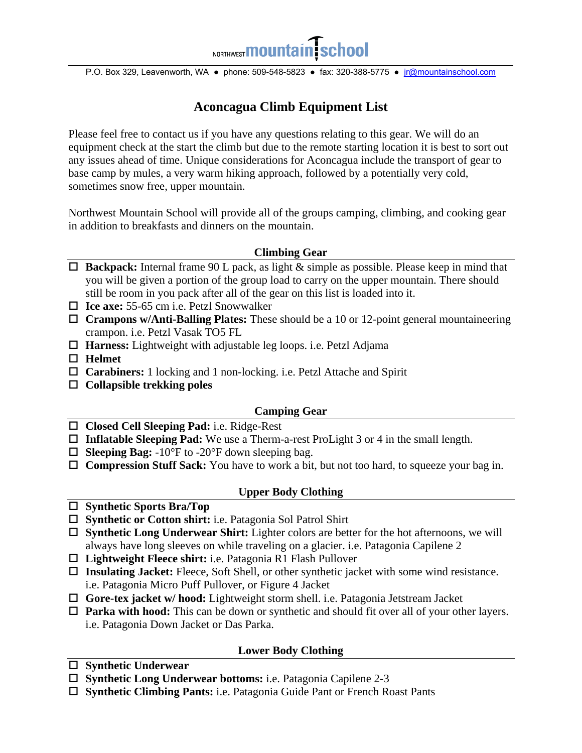NORTHWEST **mountain school**

P.O. Box 329, Leavenworth, WA ● phone: 509-548-5823 ● fax: 320-388-5775 ● jr@mountainschool.com

# Aconcagua Climb Equipment List

Please feel free to contact us if you have any questions relating to this gear. We will do an equipment check at the start the climb but due to the remote starting location it is best to sort out any issues ahead of time. Unique considerations for Aconcagua include the transport of gear to base camp by mules, a very warm hiking approach, followed by a potentially very cold, sometimes snow free, upper mountain.

Northwest Mountain School will provide all of the groups camping, climbing, and cooking gear in addition to breakfasts and dinners on the mountain.

## Climbing Gear

- ☐ **Backpack:** Internal frame 90 L pack, as light & simple as possible. Please keep in mind that you will be given a portion of the group load to carry on the upper mountain. There should still be room in you pack after all of the gear on this list is loaded into it.
- ☐ **Ice axe:** 55-65 cm i.e. Petzl Snowwalker
- ☐ **Crampons w/Anti-Balling Plates:** These should be a 10 or 12-point general mountaineering crampon. i.e. Petzl Vasak TO5 FL
- ☐ **Harness:** Lightweight with adjustable leg loops. i.e. Petzl Adjama
- ☐ **Helmet**
- ☐ **Carabiners:** 1 locking and 1 non-locking. i.e. Petzl Attache and Spirit
- ☐ **Collapsible trekking poles**

## Camping Gear

- ☐ **Closed Cell Sleeping Pad:** i.e. Ridge-Rest
- ☐ **Inflatable Sleeping Pad:** We use a Therm-a-rest ProLight 3 or 4 in the small length.
- ☐ **Sleeping Bag:** -10°F to -20°F down sleeping bag.
- ☐ **Compression Stuff Sack:** You have to work a bit, but not too hard, to squeeze your bag in.

## Upper Body Clothing

- ☐ **Synthetic Sports Bra/Top**
- ☐ **Synthetic or Cotton shirt:** i.e. Patagonia Sol Patrol Shirt
- ☐ **Synthetic Long Underwear Shirt:** Lighter colors are better for the hot afternoons, we will always have long sleeves on while traveling on a glacier. i.e. Patagonia Capilene 2
- ☐ **Lightweight Fleece shirt:** i.e. Patagonia R1 Flash Pullover
- ☐ **Insulating Jacket:** Fleece, Soft Shell, or other synthetic jacket with some wind resistance. i.e. Patagonia Micro Puff Pullover, or Figure 4 Jacket
- ☐ **Gore-tex jacket w/ hood:** Lightweight storm shell. i.e. Patagonia Jetstream Jacket
- ☐ **Parka with hood:** This can be down or synthetic and should fit over all of your other layers. i.e. Patagonia Down Jacket or Das Parka.

## Lower Body Clothing

- ☐ **Synthetic Underwear**
- ☐ **Synthetic Long Underwear bottoms:** i.e. Patagonia Capilene 2-3
- ☐ **Synthetic Climbing Pants:** i.e. Patagonia Guide Pant or French Roast Pants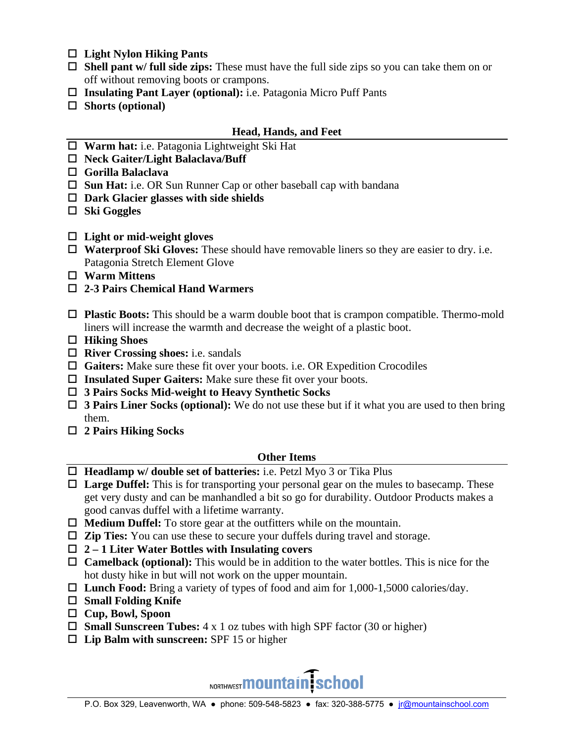- ☐ **Light Nylon Hiking Pants**
- ☐ **Shell pant w/ full side zips:** These must have the full side zips so you can take them on or off without removing boots or crampons.
- ☐ **Insulating Pant Layer (optional):** i.e. Patagonia Micro Puff Pants
- ☐ **Shorts (optional)**

## Head, Hands, and Feet

- ☐ **Warm hat:** i.e. Patagonia Lightweight Ski Hat
- ☐ **Neck Gaiter/Light Balaclava/Buff**
- ☐ **Gorilla Balaclava**
- ☐ **Sun Hat:** i.e. OR Sun Runner Cap or other baseball cap with bandana
- ☐ **Dark Glacier glasses with side shields**
- ☐ **Ski Goggles**

- ☐ **Light or mid-weight gloves**
- ☐ **Waterproof Ski Gloves:** These should have removable liners so they are easier to dry. i.e. Patagonia Stretch Element Glove
- ☐ **Warm Mittens**
- ☐ **2-3 Pairs Chemical Hand Warmers**

- ☐ **Plastic Boots:** This should be a warm double boot that is crampon compatible. Thermo-mold liners will increase the warmth and decrease the weight of a plastic boot.
- ☐ **Hiking Shoes**
- ☐ **River Crossing shoes:** i.e. sandals
- ☐ **Gaiters:** Make sure these fit over your boots. i.e. OR Expedition Crocodiles
- ☐ **Insulated Super Gaiters:** Make sure these fit over your boots.
- ☐ **3 Pairs Socks Mid-weight to Heavy Synthetic Socks**
- ☐ **3 Pairs Liner Socks (optional):** We do not use these but if it what you are used to then bring them.
- ☐ **2 Pairs Hiking Socks**

## Other Items

- ☐ **Headlamp w/ double set of batteries:** i.e. Petzl Myo 3 or Tika Plus
- ☐ **Large Duffel:** This is for transporting your personal gear on the mules to basecamp. These get very dusty and can be manhandled a bit so go for durability. Outdoor Products makes a good canvas duffel with a lifetime warranty.
- ☐ **Medium Duffel:** To store gear at the outfitters while on the mountain.
- ☐ **Zip Ties:** You can use these to secure your duffels during travel and storage.
- ☐ **2 – 1 Liter Water Bottles with Insulating covers**
- ☐ **Camelback (optional):** This would be in addition to the water bottles. This is nice for the hot dusty hike in but will not work on the upper mountain.
- ☐ **Lunch Food:** Bring a variety of types of food and aim for 1,000-1,5000 calories/day.
- ☐ **Small Folding Knife**
- ☐ **Cup, Bowl, Spoon**
- ☐ **Small Sunscreen Tubes:** 4 x 1 oz tubes with high SPF factor (30 or higher)
- ☐ **Lip Balm with sunscreen:** SPF 15 or higher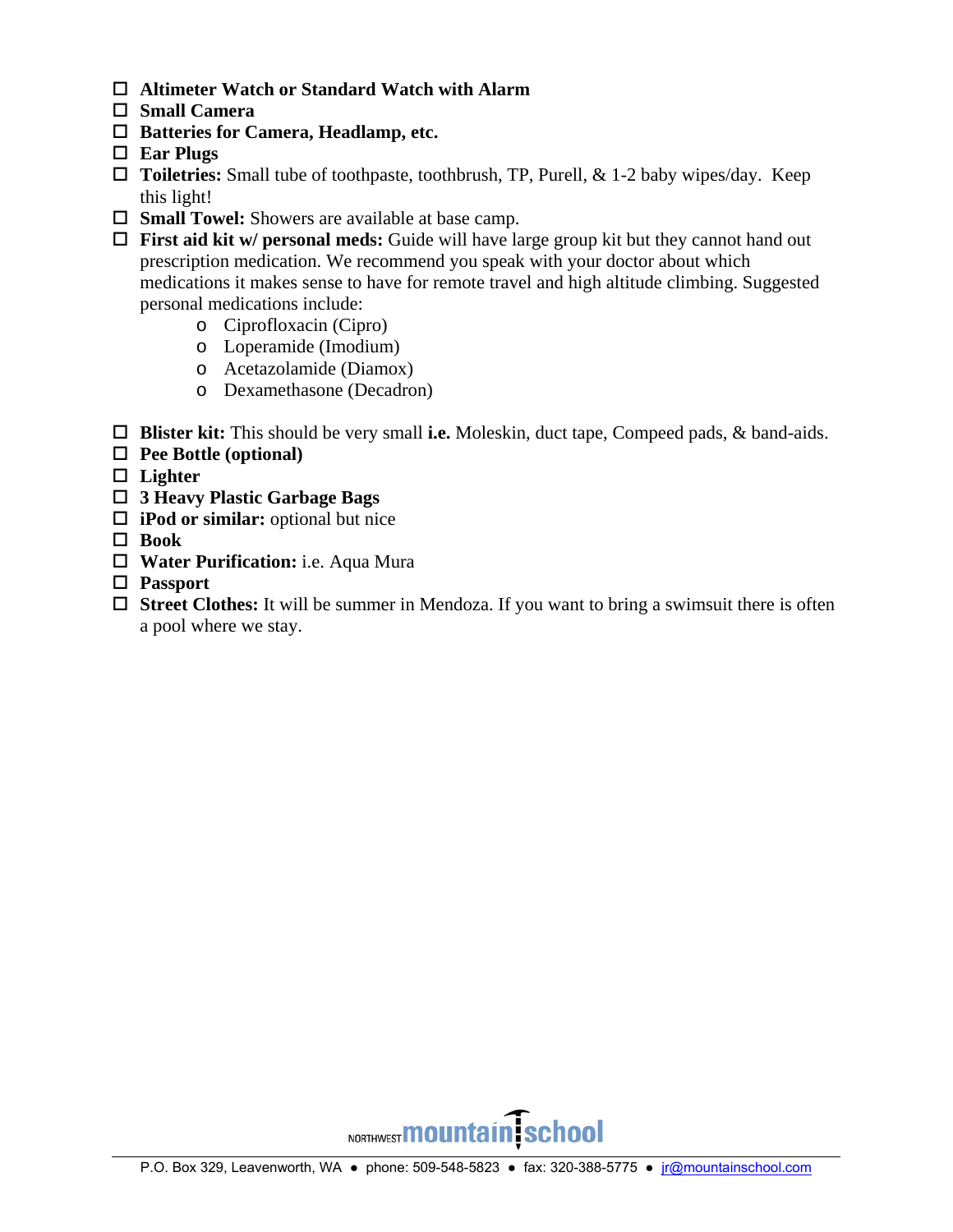- ☐ **Altimeter Watch or Standard Watch with Alarm**
- ☐ **Small Camera**
- ☐ **Batteries for Camera, Headlamp, etc.**
- ☐ **Ear Plugs**
- ☐ **Toiletries:** Small tube of toothpaste, toothbrush, TP, Purell, & 1-2 baby wipes/day. Keep this light!
- ☐ **Small Towel:** Showers are available at base camp.
- ☐ **First aid kit w/ personal meds:** Guide will have large group kit but they cannot hand out prescription medication. We recommend you speak with your doctor about which medications it makes sense to have for remote travel and high altitude climbing. Suggested personal medications include:
    - Ciprofloxacin (Cipro)
    - Loperamide (Imodium)
    - Acetazolamide (Diamox)
    - Dexamethasone (Decadron)
- ☐ **Blister kit:** This should be very small **i.e.** Moleskin, duct tape, Compeed pads, & band-aids.
- ☐ **Pee Bottle (optional)**
- ☐ **Lighter**
- ☐ **3 Heavy Plastic Garbage Bags**
- ☐ **iPod or similar:** optional but nice
- ☐ **Book**
- ☐ **Water Purification:** i.e. Aqua Mura
- ☐ **Passport**
- ☐ **Street Clothes:** It will be summer in Mendoza. If you want to bring a swimsuit there is often a pool where we stay.